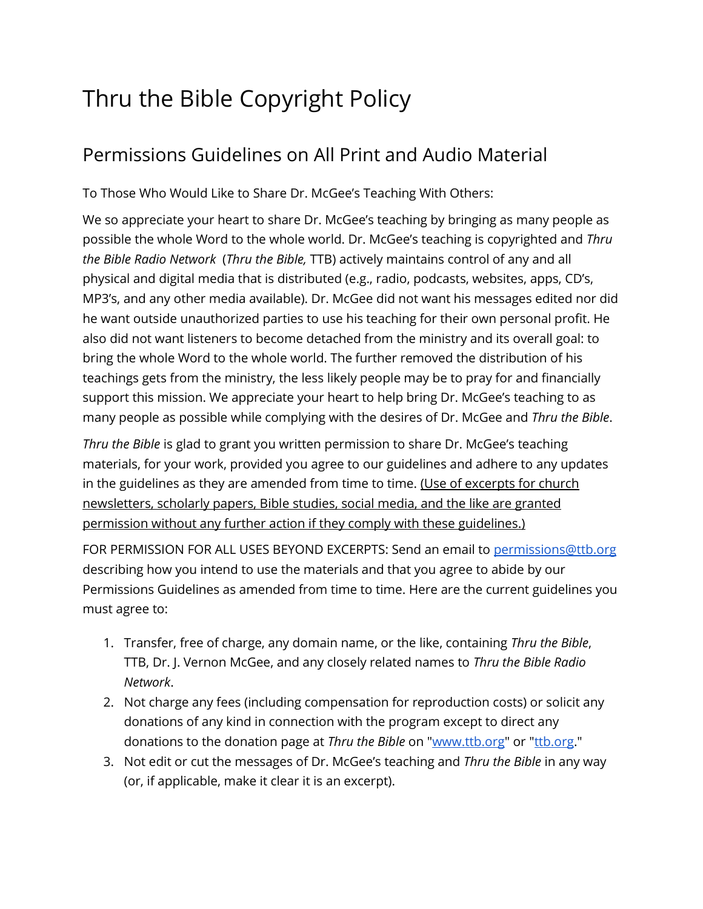# Thru the Bible Copyright Policy

## Permissions Guidelines on All Print and Audio Material

To Those Who Would Like to Share Dr. McGee's Teaching With Others:

We so appreciate your heart to share Dr. McGee's teaching by bringing as many people as possible the whole Word to the whole world. Dr. McGee's teaching is copyrighted and *Thru the Bible Radio Network* (*Thru the Bible,* TTB) actively maintains control of any and all physical and digital media that is distributed (e.g., radio, podcasts, websites, apps, CD's, MP3's, and any other media available). Dr. McGee did not want his messages edited nor did he want outside unauthorized parties to use his teaching for their own personal profit. He also did not want listeners to become detached from the ministry and its overall goal: to bring the whole Word to the whole world. The further removed the distribution of his teachings gets from the ministry, the less likely people may be to pray for and financially support this mission. We appreciate your heart to help bring Dr. McGee's teaching to as many people as possible while complying with the desires of Dr. McGee and *Thru the Bible*.

*Thru the Bible* is glad to grant you written permission to share Dr. McGee's teaching materials, for your work, provided you agree to our guidelines and adhere to any updates in the guidelines as they are amended from time to time. <u>(Use of excerpts for church newsletters, scholarly papers, Bible studies, social media, and the like are granted permission without any further action if they comply with these guidelines.)</u>

FOR PERMISSION FOR ALL USES BEYOND EXCERPTS: Send an email to [permissions@ttb.org](mailto:permissions@ttb.org) describing how you intend to use the materials and that you agree to abide by our Permissions Guidelines as amended from time to time. Here are the current guidelines you must agree to:

1. Transfer, free of charge, any domain name, or the like, containing *Thru the Bible*, TTB, Dr. J. Vernon McGee, and any closely related names to *Thru the Bible Radio Network*.
2. Not charge any fees (including compensation for reproduction costs) or solicit any donations of any kind in connection with the program except to direct any donations to the donation page at *Thru the Bible* on "[www.ttb.org](http://www.ttb.org)" or "[ttb.org](http://ttb.org)."
3. Not edit or cut the messages of Dr. McGee's teaching and *Thru the Bible* in any way (or, if applicable, make it clear it is an excerpt).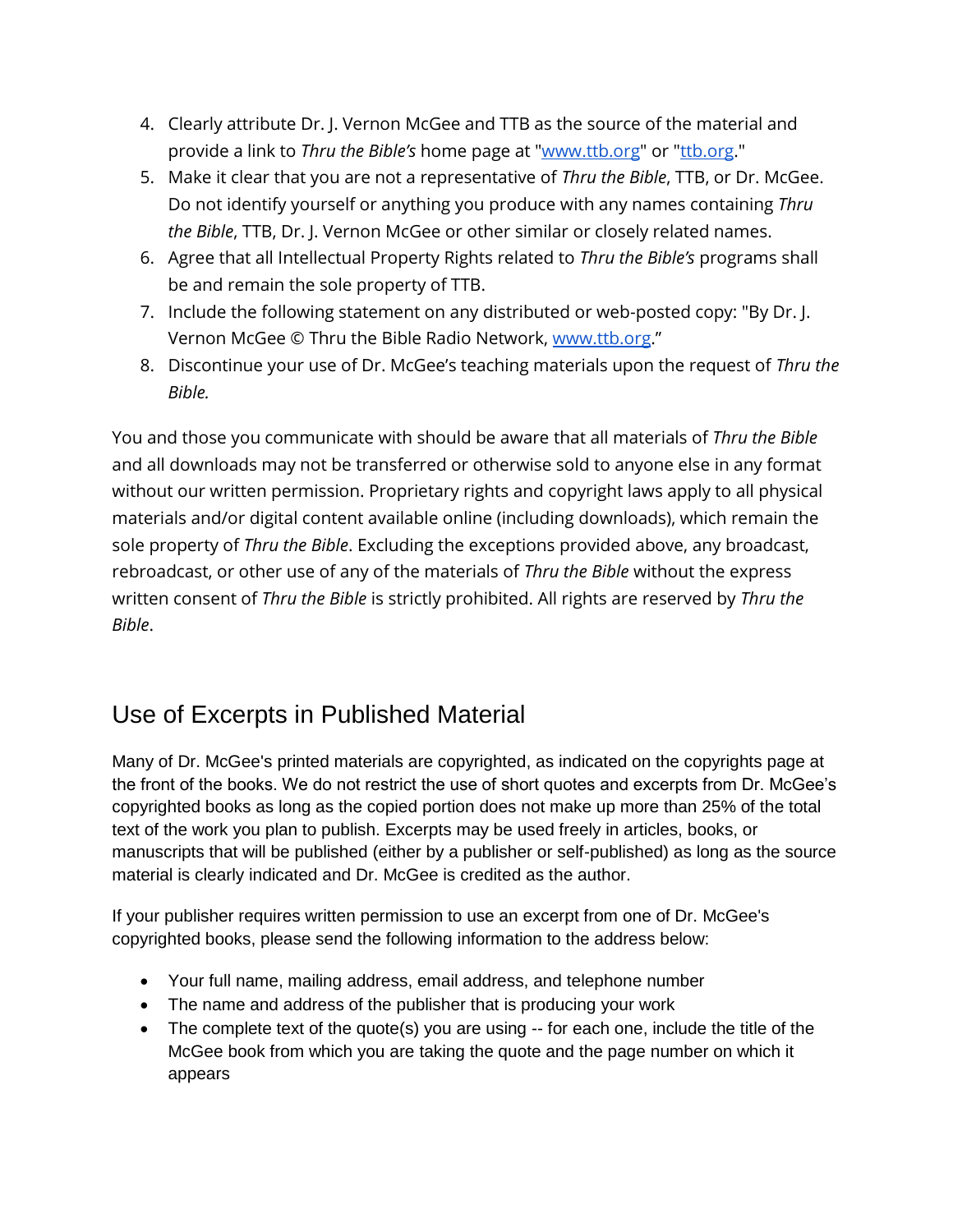4. Clearly attribute Dr. J. Vernon McGee and TTB as the source of the material and provide a link to *Thru the Bible's* home page at "[www.ttb.org](http://www.ttb.org)" or "[ttb.org](http://ttb.org)."
5. Make it clear that you are not a representative of *Thru the Bible*, TTB, or Dr. McGee. Do not identify yourself or anything you produce with any names containing *Thru the Bible*, TTB, Dr. J. Vernon McGee or other similar or closely related names.
6. Agree that all Intellectual Property Rights related to *Thru the Bible's* programs shall be and remain the sole property of TTB.
7. Include the following statement on any distributed or web-posted copy: "By Dr. J. Vernon McGee © Thru the Bible Radio Network, [www.ttb.org](http://www.ttb.org)."
8. Discontinue your use of Dr. McGee's teaching materials upon the request of *Thru the Bible.*

You and those you communicate with should be aware that all materials of *Thru the Bible* and all downloads may not be transferred or otherwise sold to anyone else in any format without our written permission. Proprietary rights and copyright laws apply to all physical materials and/or digital content available online (including downloads), which remain the sole property of *Thru the Bible*. Excluding the exceptions provided above, any broadcast, rebroadcast, or other use of any of the materials of *Thru the Bible* without the express written consent of *Thru the Bible* is strictly prohibited. All rights are reserved by *Thru the Bible*.

## Use of Excerpts in Published Material

Many of Dr. McGee's printed materials are copyrighted, as indicated on the copyrights page at the front of the books. We do not restrict the use of short quotes and excerpts from Dr. McGee's copyrighted books as long as the copied portion does not make up more than 25% of the total text of the work you plan to publish. Excerpts may be used freely in articles, books, or manuscripts that will be published (either by a publisher or self-published) as long as the source material is clearly indicated and Dr. McGee is credited as the author.

If your publisher requires written permission to use an excerpt from one of Dr. McGee's copyrighted books, please send the following information to the address below:

- Your full name, mailing address, email address, and telephone number
- The name and address of the publisher that is producing your work
- The complete text of the quote(s) you are using -- for each one, include the title of the McGee book from which you are taking the quote and the page number on which it appears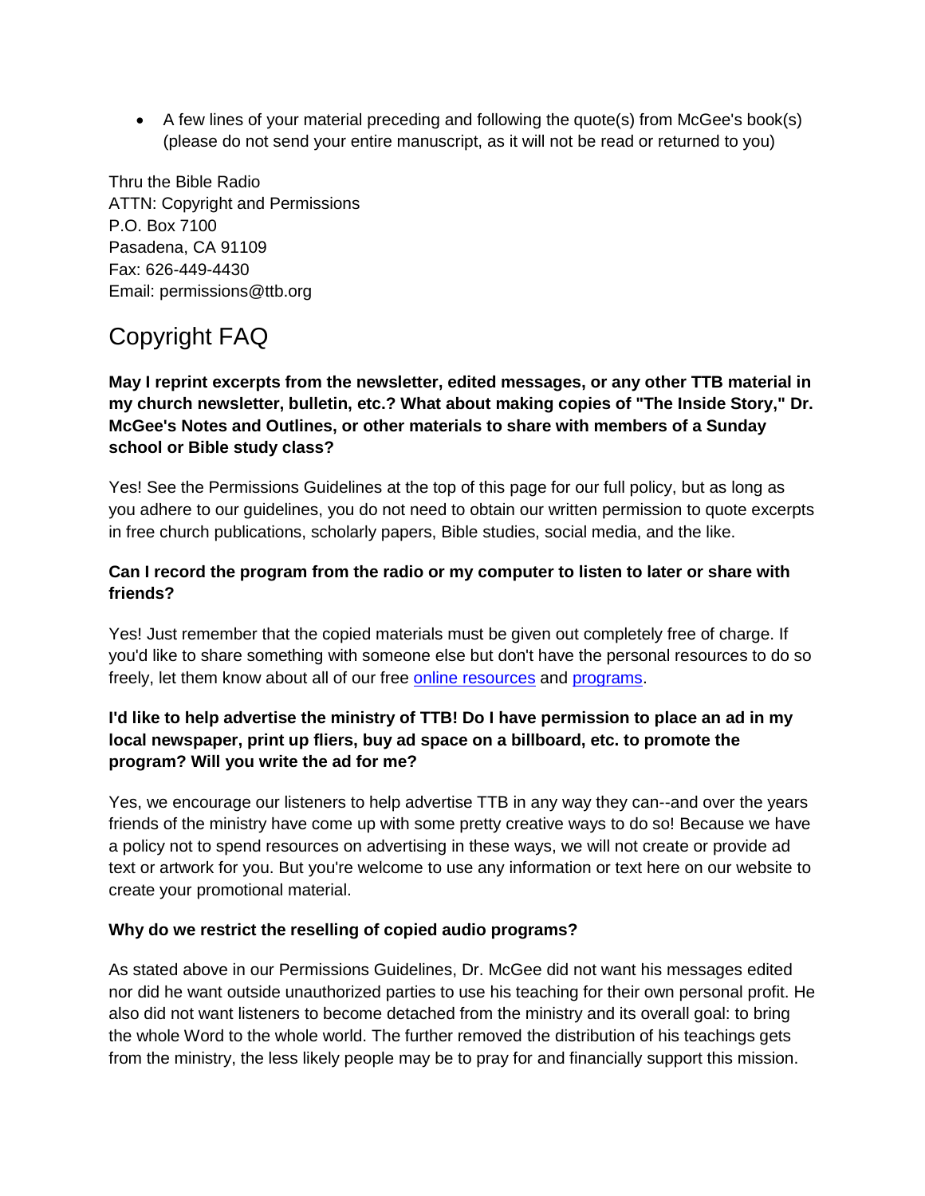- A few lines of your material preceding and following the quote(s) from McGee's book(s) (please do not send your entire manuscript, as it will not be read or returned to you)

Thru the Bible Radio
ATTN: Copyright and Permissions
P.O. Box 7100
Pasadena, CA 91109
Fax: 626-449-4430
Email: permissions@ttb.org

## Copyright FAQ

**May I reprint excerpts from the newsletter, edited messages, or any other TTB material in my church newsletter, bulletin, etc.? What about making copies of "The Inside Story," Dr. McGee's Notes and Outlines, or other materials to share with members of a Sunday school or Bible study class?**

Yes! See the Permissions Guidelines at the top of this page for our full policy, but as long as you adhere to our guidelines, you do not need to obtain our written permission to quote excerpts in free church publications, scholarly papers, Bible studies, social media, and the like.

**Can I record the program from the radio or my computer to listen to later or share with friends?**

Yes! Just remember that the copied materials must be given out completely free of charge. If you'd like to share something with someone else but don't have the personal resources to do so freely, let them know about all of our free online resources and programs.

**I'd like to help advertise the ministry of TTB! Do I have permission to place an ad in my local newspaper, print up fliers, buy ad space on a billboard, etc. to promote the program? Will you write the ad for me?**

Yes, we encourage our listeners to help advertise TTB in any way they can--and over the years friends of the ministry have come up with some pretty creative ways to do so! Because we have a policy not to spend resources on advertising in these ways, we will not create or provide ad text or artwork for you. But you're welcome to use any information or text here on our website to create your promotional material.

**Why do we restrict the reselling of copied audio programs?**

As stated above in our Permissions Guidelines, Dr. McGee did not want his messages edited nor did he want outside unauthorized parties to use his teaching for their own personal profit. He also did not want listeners to become detached from the ministry and its overall goal: to bring the whole Word to the whole world. The further removed the distribution of his teachings gets from the ministry, the less likely people may be to pray for and financially support this mission.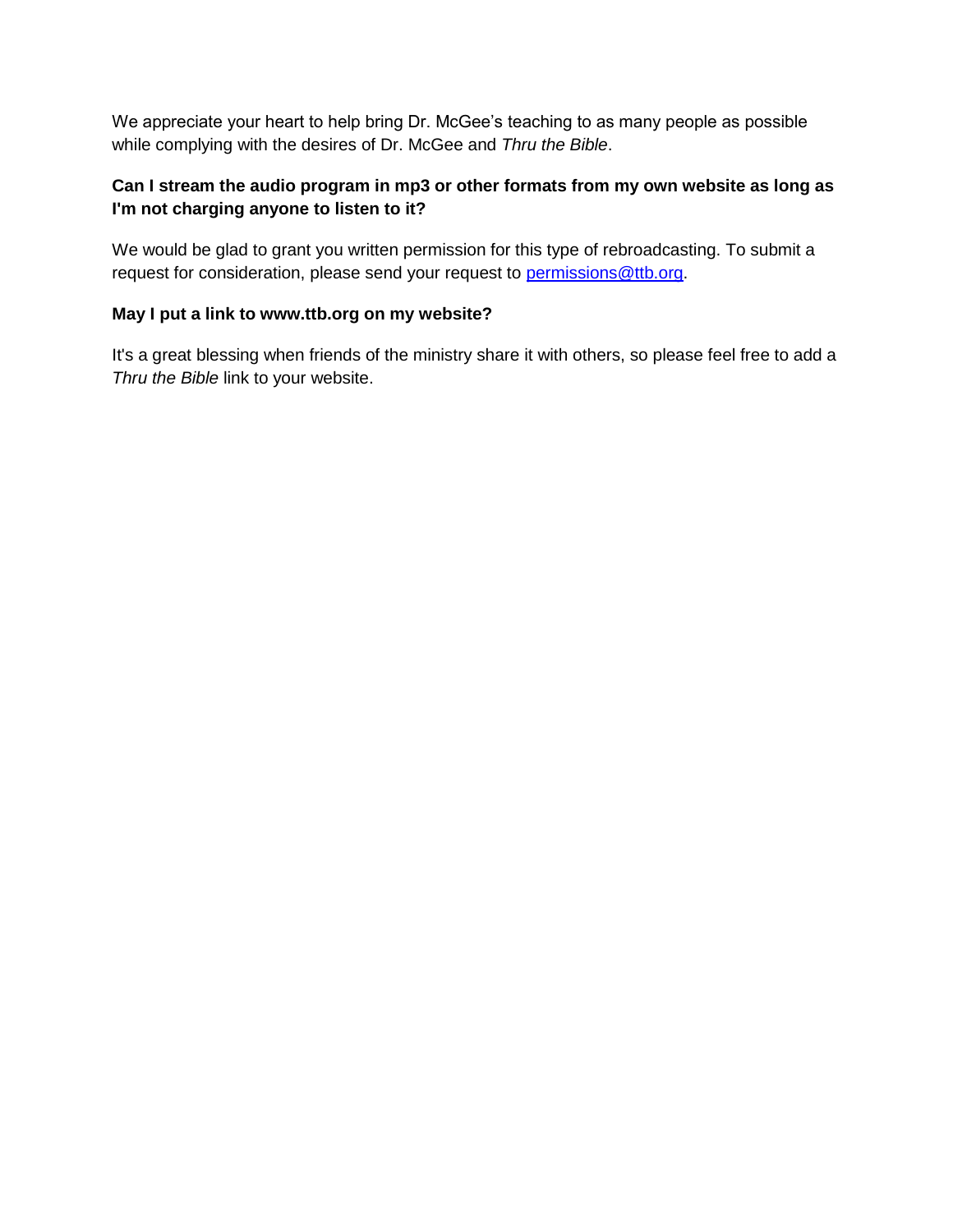We appreciate your heart to help bring Dr. McGee's teaching to as many people as possible while complying with the desires of Dr. McGee and *Thru the Bible*.

**Can I stream the audio program in mp3 or other formats from my own website as long as I'm not charging anyone to listen to it?**

We would be glad to grant you written permission for this type of rebroadcasting. To submit a request for consideration, please send your request to permissions@ttb.org.

**May I put a link to www.ttb.org on my website?**

It's a great blessing when friends of the ministry share it with others, so please feel free to add a *Thru the Bible* link to your website.